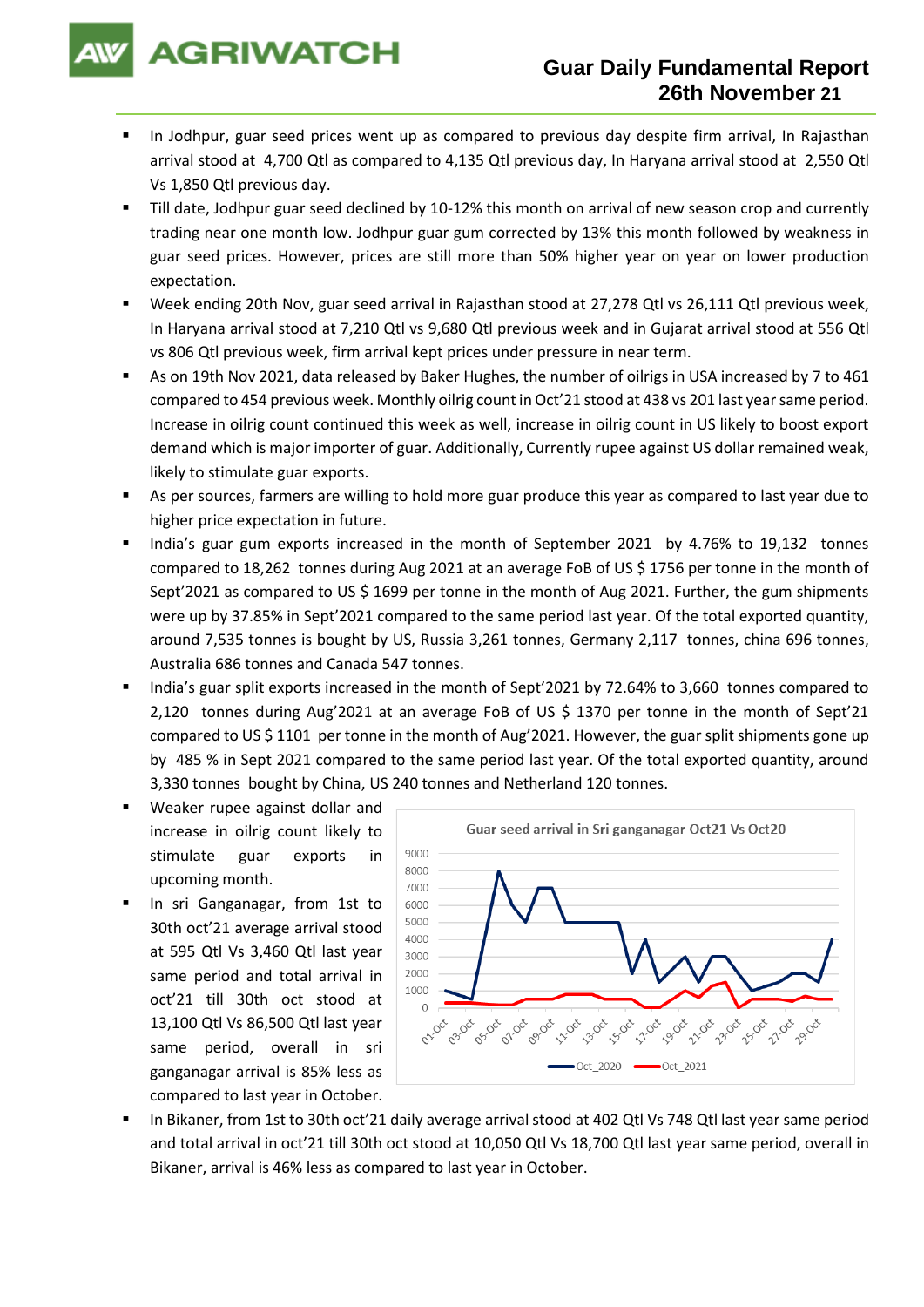# Guar Daily Fundamental Report
## 26th November 21

- In Jodhpur, guar seed prices went up as compared to previous day despite firm arrival, In Rajasthan arrival stood at 4,700 Qtl as compared to 4,135 Qtl previous day, In Haryana arrival stood at 2,550 Qtl Vs 1,850 Qtl previous day.
- Till date, Jodhpur guar seed declined by 10-12% this month on arrival of new season crop and currently trading near one month low. Jodhpur guar gum corrected by 13% this month followed by weakness in guar seed prices. However, prices are still more than 50% higher year on year on lower production expectation.
- Week ending 20th Nov, guar seed arrival in Rajasthan stood at 27,278 Qtl vs 26,111 Qtl previous week, In Haryana arrival stood at 7,210 Qtl vs 9,680 Qtl previous week and in Gujarat arrival stood at 556 Qtl vs 806 Qtl previous week, firm arrival kept prices under pressure in near term.
- As on 19th Nov 2021, data released by Baker Hughes, the number of oilrigs in USA increased by 7 to 461 compared to 454 previous week. Monthly oilrig count in Oct'21 stood at 438 vs 201 last year same period. Increase in oilrig count continued this week as well, increase in oilrig count in US likely to boost export demand which is major importer of guar. Additionally, Currently rupee against US dollar remained weak, likely to stimulate guar exports.
- As per sources, farmers are willing to hold more guar produce this year as compared to last year due to higher price expectation in future.
- India's guar gum exports increased in the month of September 2021 by 4.76% to 19,132 tonnes compared to 18,262 tonnes during Aug 2021 at an average FoB of US $ 1756 per tonne in the month of Sept'2021 as compared to US $ 1699 per tonne in the month of Aug 2021. Further, the gum shipments were up by 37.85% in Sept'2021 compared to the same period last year. Of the total exported quantity, around 7,535 tonnes is bought by US, Russia 3,261 tonnes, Germany 2,117 tonnes, china 696 tonnes, Australia 686 tonnes and Canada 547 tonnes.
- India's guar split exports increased in the month of Sept'2021 by 72.64% to 3,660 tonnes compared to 2,120 tonnes during Aug'2021 at an average FoB of US $ 1370 per tonne in the month of Sept'21 compared to US $ 1101 per tonne in the month of Aug'2021. However, the guar split shipments gone up by 485 % in Sept 2021 compared to the same period last year. Of the total exported quantity, around 3,330 tonnes bought by China, US 240 tonnes and Netherland 120 tonnes.
- Weaker rupee against dollar and increase in oilrig count likely to stimulate guar exports in upcoming month.
- In sri Ganganagar, from 1st to 30th oct'21 average arrival stood at 595 Qtl Vs 3,460 Qtl last year same period and total arrival in oct'21 till 30th oct stood at 13,100 Qtl Vs 86,500 Qtl last year same period, overall in sri ganganagar arrival is 85% less as compared to last year in October.

Guar seed arrival in Sri ganganagar Oct21 Vs Oct20

- In Bikaner, from 1st to 30th oct'21 daily average arrival stood at 402 Qtl Vs 748 Qtl last year same period and total arrival in oct'21 till 30th oct stood at 10,050 Qtl Vs 18,700 Qtl last year same period, overall in Bikaner, arrival is 46% less as compared to last year in October.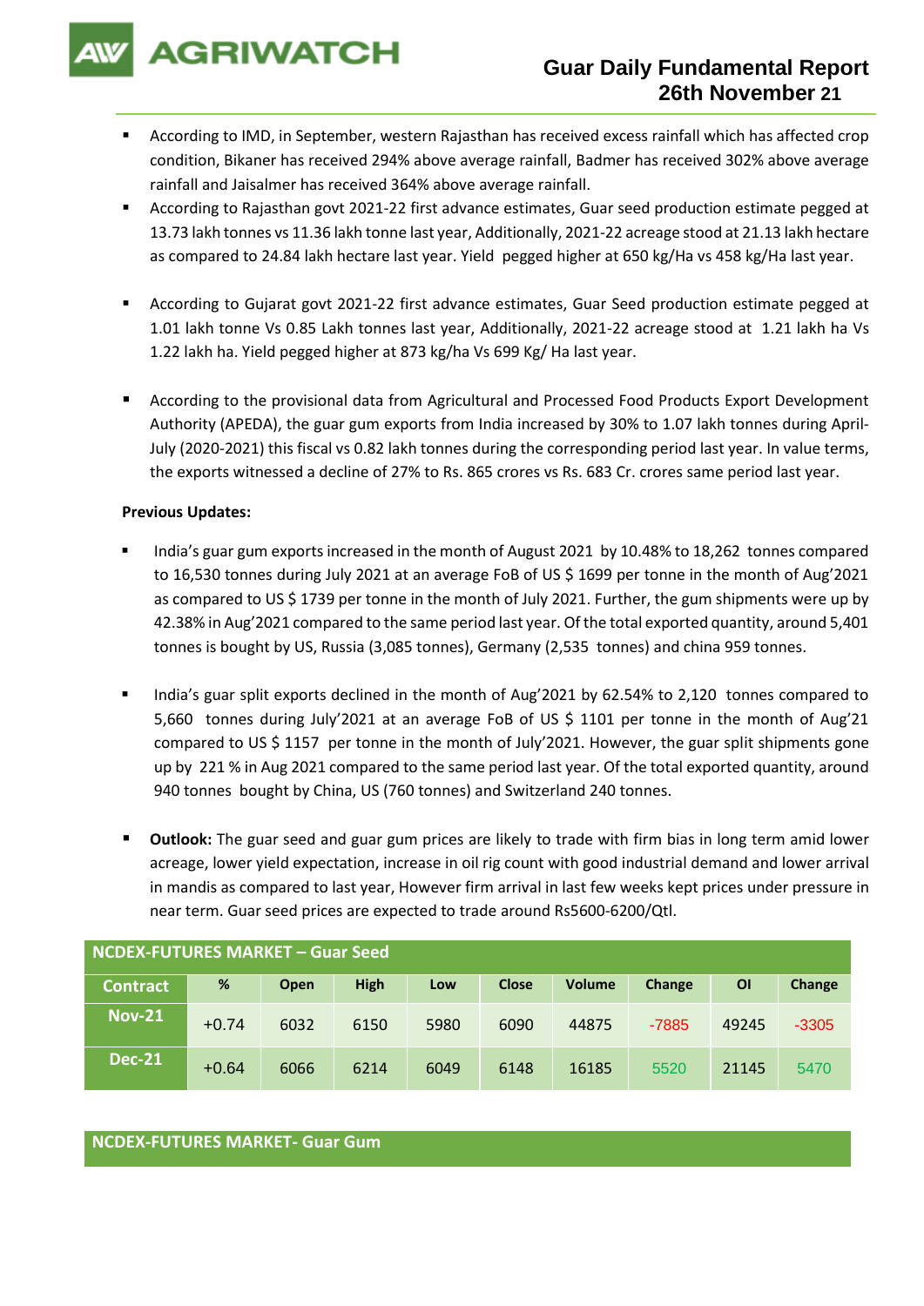- According to IMD, in September, western Rajasthan has received excess rainfall which has affected crop condition, Bikaner has received 294% above average rainfall, Badmer has received 302% above average rainfall and Jaisalmer has received 364% above average rainfall.
- According to Rajasthan govt 2021-22 first advance estimates, Guar seed production estimate pegged at 13.73 lakh tonnes vs 11.36 lakh tonne last year, Additionally, 2021-22 acreage stood at 21.13 lakh hectare as compared to 24.84 lakh hectare last year. Yield pegged higher at 650 kg/Ha vs 458 kg/Ha last year.
- According to Gujarat govt 2021-22 first advance estimates, Guar Seed production estimate pegged at 1.01 lakh tonne Vs 0.85 Lakh tonnes last year, Additionally, 2021-22 acreage stood at 1.21 lakh ha Vs 1.22 lakh ha. Yield pegged higher at 873 kg/ha Vs 699 Kg/ Ha last year.
- According to the provisional data from Agricultural and Processed Food Products Export Development Authority (APEDA), the guar gum exports from India increased by 30% to 1.07 lakh tonnes during April-July (2020-2021) this fiscal vs 0.82 lakh tonnes during the corresponding period last year. In value terms, the exports witnessed a decline of 27% to Rs. 865 crores vs Rs. 683 Cr. crores same period last year.

**Previous Updates:**

- India's guar gum exports increased in the month of August 2021 by 10.48% to 18,262 tonnes compared to 16,530 tonnes during July 2021 at an average FoB of US $ 1699 per tonne in the month of Aug'2021 as compared to US $ 1739 per tonne in the month of July 2021. Further, the gum shipments were up by 42.38% in Aug'2021 compared to the same period last year. Of the total exported quantity, around 5,401 tonnes is bought by US, Russia (3,085 tonnes), Germany (2,535 tonnes) and china 959 tonnes.
- India's guar split exports declined in the month of Aug'2021 by 62.54% to 2,120 tonnes compared to 5,660 tonnes during July'2021 at an average FoB of US $ 1101 per tonne in the month of Aug'21 compared to US $ 1157 per tonne in the month of July'2021. However, the guar split shipments gone up by 221 % in Aug 2021 compared to the same period last year. Of the total exported quantity, around 940 tonnes bought by China, US (760 tonnes) and Switzerland 240 tonnes.
- **Outlook:** The guar seed and guar gum prices are likely to trade with firm bias in long term amid lower acreage, lower yield expectation, increase in oil rig count with good industrial demand and lower arrival in mandis as compared to last year, However firm arrival in last few weeks kept prices under pressure in near term. Guar seed prices are expected to trade around Rs5600-6200/Qtl.

**NCDEX-FUTURES MARKET – Guar Seed**

| Contract | % | Open | High | Low | Close | Volume | Change | OI | Change |
|---|---|---|---|---|---|---|---|---|---|
| Nov-21 | +0.74 | 6032 | 6150 | 5980 | 6090 | 44875 | -7885 | 49245 | -3305 |
| Dec-21 | +0.64 | 6066 | 6214 | 6049 | 6148 | 16185 | 5520 | 21145 | 5470 |

**NCDEX-FUTURES MARKET- Guar Gum**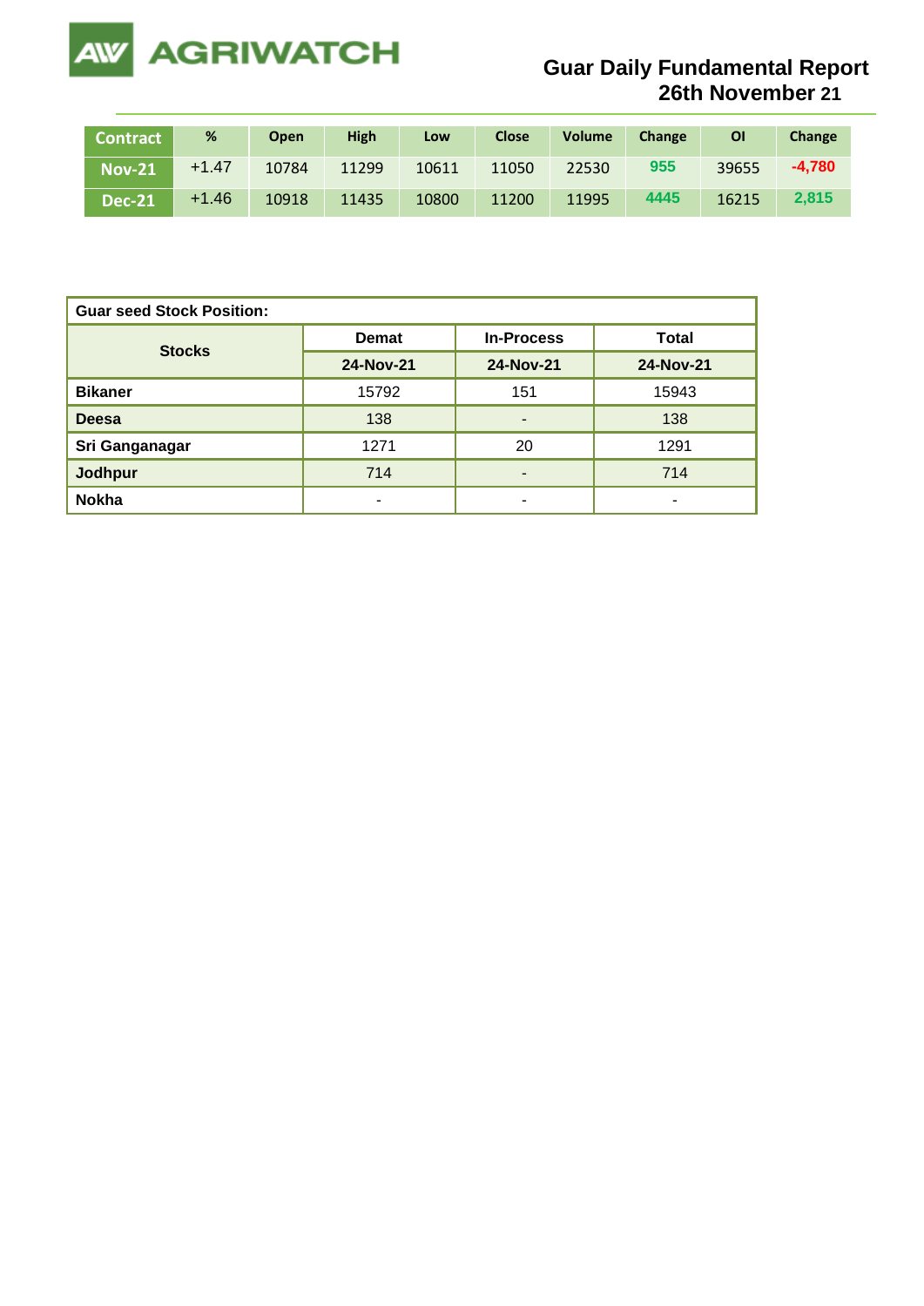# Guar Daily Fundamental Report
## 26th November 21

| Contract | % | Open | High | Low | Close | Volume | Change | OI | Change |
|---|---|---|---|---|---|---|---|---|---|
| Nov-21 | +1.47 | 10784 | 11299 | 10611 | 11050 | 22530 | 955 | 39655 | -4,780 |
| Dec-21 | +1.46 | 10918 | 11435 | 10800 | 11200 | 11995 | 4445 | 16215 | 2,815 |

**Guar seed Stock Position:**

| Stocks | Demat | In-Process | Total |
|---|---|---|---|
| | 24-Nov-21 | 24-Nov-21 | 24-Nov-21 |
| **Bikaner** | 15792 | 151 | 15943 |
| **Deesa** | 138 | - | 138 |
| **Sri Ganganagar** | 1271 | 20 | 1291 |
| **Jodhpur** | 714 | - | 714 |
| **Nokha** | - | - | - |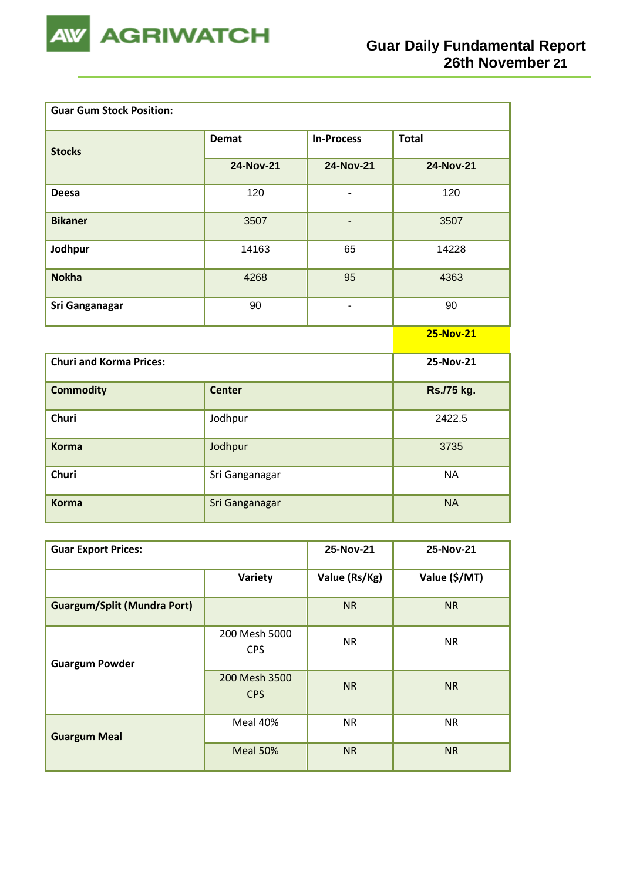| Guar Gum Stock Position: | | | |
|---|---|---|---|
| Stocks | Demat | In-Process | Total |
| | 24-Nov-21 | 24-Nov-21 | 24-Nov-21 |
| Deesa | 120 | - | 120 |
| Bikaner | 3507 | - | 3507 |
| Jodhpur | 14163 | 65 | 14228 |
| Nokha | 4268 | 95 | 4363 |
| Sri Ganganagar | 90 | - | 90 |

| Churi and Korma Prices: | | 25-Nov-21 |
|---|---|---|
| Commodity | Center | Rs./75 kg. |
| Churi | Jodhpur | 2422.5 |
| Korma | Jodhpur | 3735 |
| Churi | Sri Ganganagar | NA |
| Korma | Sri Ganganagar | NA |

| Guar Export Prices: | | 25-Nov-21 | 25-Nov-21 |
|---|---|---|---|
| | Variety | Value (Rs/Kg) | Value ($/MT) |
| Guargum/Split (Mundra Port) | | NR | NR |
| Guargum Powder | 200 Mesh 5000 CPS | NR | NR |
| | 200 Mesh 3500 CPS | NR | NR |
| Guargum Meal | Meal 40% | NR | NR |
| | Meal 50% | NR | NR |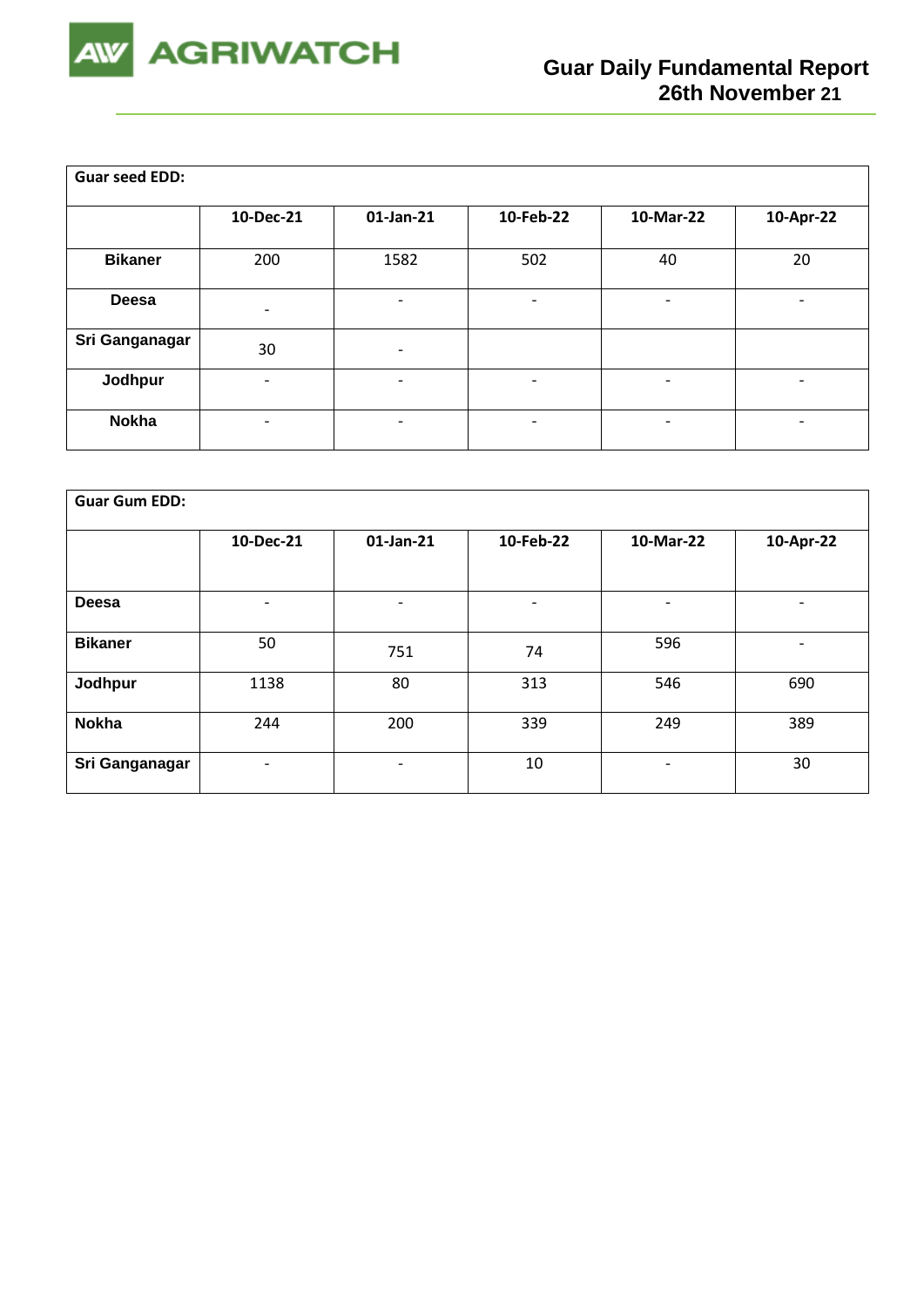| Guar seed EDD: | | | | | |
|---|---|---|---|---|---|
| | 10-Dec-21 | 01-Jan-21 | 10-Feb-22 | 10-Mar-22 | 10-Apr-22 |
| **Bikaner** | 200 | 1582 | 502 | 40 | 20 |
| **Deesa** | - | - | - | - | - |
| **Sri Ganganagar** | 30 | - | | | |
| **Jodhpur** | - | - | - | - | - |
| **Nokha** | - | - | - | - | - |

| Guar Gum EDD: | | | | | |
|---|---|---|---|---|---|
| | 10-Dec-21 | 01-Jan-21 | 10-Feb-22 | 10-Mar-22 | 10-Apr-22 |
| **Deesa** | - | - | - | - | - |
| **Bikaner** | 50 | 751 | 74 | 596 | - |
| **Jodhpur** | 1138 | 80 | 313 | 546 | 690 |
| **Nokha** | 244 | 200 | 339 | 249 | 389 |
| **Sri Ganganagar** | - | - | 10 | - | 30 |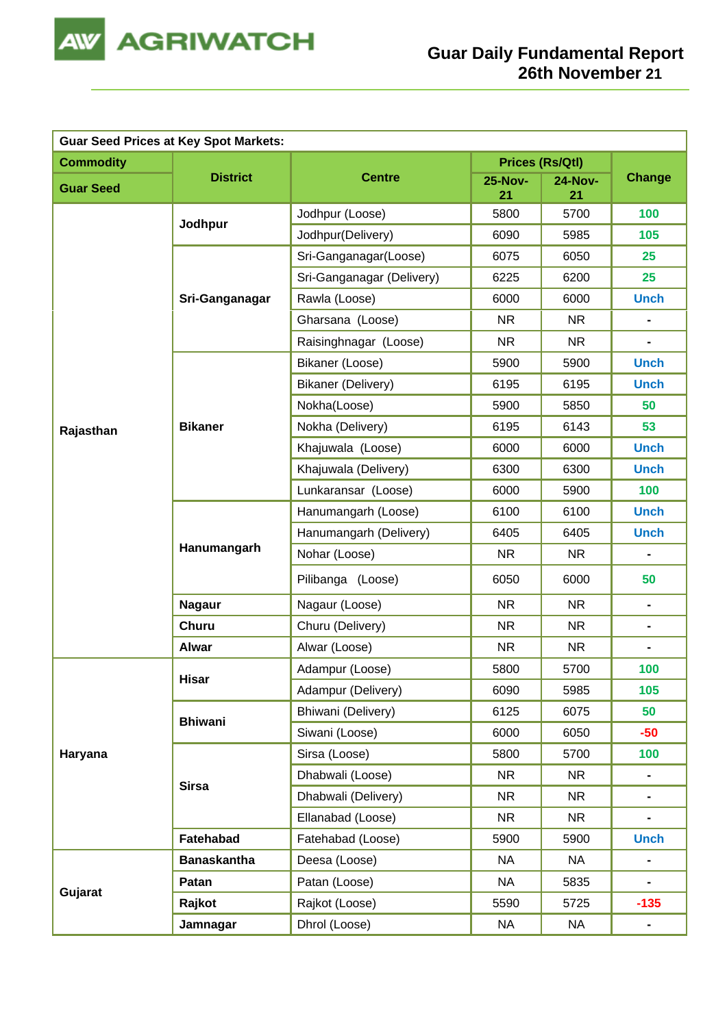# Guar Daily Fundamental Report
## 26th November 21

| Guar Seed Prices at Key Spot Markets: | | | | | |
|---|---|---|---|---|---|
| **Commodity** | **District** | **Centre** | **Prices (Rs/Qtl)** | | **Change** |
| **Guar Seed** | | | **25-Nov-21** | **24-Nov-21** | |
| **Rajasthan** | **Jodhpur** | Jodhpur (Loose) | 5800 | 5700 | 100 |
| | | Jodhpur(Delivery) | 6090 | 5985 | 105 |
| | **Sri-Ganganagar** | Sri-Ganganagar(Loose) | 6075 | 6050 | 25 |
| | | Sri-Ganganagar (Delivery) | 6225 | 6200 | 25 |
| | | Rawla (Loose) | 6000 | 6000 | Unch |
| | | Gharsana (Loose) | NR | NR | - |
| | | Raisinghnagar (Loose) | NR | NR | - |
| | **Bikaner** | Bikaner (Loose) | 5900 | 5900 | Unch |
| | | Bikaner (Delivery) | 6195 | 6195 | Unch |
| | | Nokha(Loose) | 5900 | 5850 | 50 |
| | | Nokha (Delivery) | 6195 | 6143 | 53 |
| | | Khajuwala (Loose) | 6000 | 6000 | Unch |
| | | Khajuwala (Delivery) | 6300 | 6300 | Unch |
| | | Lunkaransar (Loose) | 6000 | 5900 | 100 |
| | **Hanumangarh** | Hanumangarh (Loose) | 6100 | 6100 | Unch |
| | | Hanumangarh (Delivery) | 6405 | 6405 | Unch |
| | | Nohar (Loose) | NR | NR | - |
| | | Pilibanga (Loose) | 6050 | 6000 | 50 |
| | **Nagaur** | Nagaur (Loose) | NR | NR | - |
| | **Churu** | Churu (Delivery) | NR | NR | - |
| | **Alwar** | Alwar (Loose) | NR | NR | - |
| **Haryana** | **Hisar** | Adampur (Loose) | 5800 | 5700 | 100 |
| | | Adampur (Delivery) | 6090 | 5985 | 105 |
| | **Bhiwani** | Bhiwani (Delivery) | 6125 | 6075 | 50 |
| | | Siwani (Loose) | 6000 | 6050 | -50 |
| | **Sirsa** | Sirsa (Loose) | 5800 | 5700 | 100 |
| | | Dhabwali (Loose) | NR | NR | - |
| | | Dhabwali (Delivery) | NR | NR | - |
| | | Ellanabad (Loose) | NR | NR | - |
| | **Fatehabad** | Fatehabad (Loose) | 5900 | 5900 | Unch |
| **Gujarat** | **Banaskantha** | Deesa (Loose) | NA | NA | - |
| | **Patan** | Patan (Loose) | NA | 5835 | - |
| | **Rajkot** | Rajkot (Loose) | 5590 | 5725 | -135 |
| | **Jamnagar** | Dhrol (Loose) | NA | NA | - |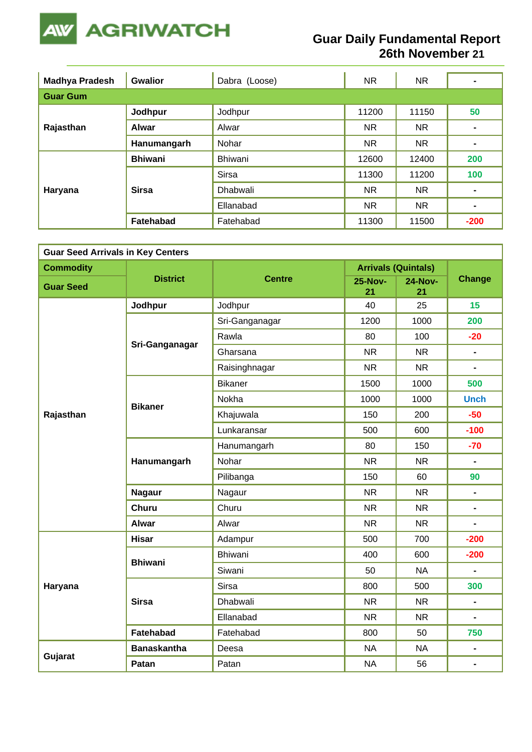| Madhya Pradesh | Gwalior | Dabra (Loose) | NR | NR | - |
|---|---|---|---|---|---|
| **Guar Gum** | | | | | |
| Rajasthan | Jodhpur | Jodhpur | 11200 | 11150 | 50 |
| | Alwar | Alwar | NR | NR | - |
| | Hanumangarh | Nohar | NR | NR | - |
| Haryana | Bhiwani | Bhiwani | 12600 | 12400 | 200 |
| | Sirsa | Sirsa | 11300 | 11200 | 100 |
| | | Dhabwali | NR | NR | - |
| | | Ellanabad | NR | NR | - |
| | Fatehabad | Fatehabad | 11300 | 11500 | -200 |

| Guar Seed Arrivals in Key Centers | | | | | |
|---|---|---|---|---|---|
| **Commodity** | **District** | **Centre** | **Arrivals (Quintals)** | | **Change** |
| **Guar Seed** | | | **25-Nov-21** | **24-Nov-21** | |
| Rajasthan | Jodhpur | Jodhpur | 40 | 25 | 15 |
| | Sri-Ganganagar | Sri-Ganganagar | 1200 | 1000 | 200 |
| | | Rawla | 80 | 100 | -20 |
| | | Gharsana | NR | NR | - |
| | | Raisinghnagar | NR | NR | - |
| | Bikaner | Bikaner | 1500 | 1000 | 500 |
| | | Nokha | 1000 | 1000 | Unch |
| | | Khajuwala | 150 | 200 | -50 |
| | | Lunkaransar | 500 | 600 | -100 |
| | Hanumangarh | Hanumangarh | 80 | 150 | -70 |
| | | Nohar | NR | NR | - |
| | | Pilibanga | 150 | 60 | 90 |
| | Nagaur | Nagaur | NR | NR | - |
| | Churu | Churu | NR | NR | - |
| | Alwar | Alwar | NR | NR | - |
| Haryana | Hisar | Adampur | 500 | 700 | -200 |
| | Bhiwani | Bhiwani | 400 | 600 | -200 |
| | | Siwani | 50 | NA | - |
| | Sirsa | Sirsa | 800 | 500 | 300 |
| | | Dhabwali | NR | NR | - |
| | | Ellanabad | NR | NR | - |
| | Fatehabad | Fatehabad | 800 | 50 | 750 |
| Gujarat | Banaskantha | Deesa | NA | NA | - |
| | Patan | Patan | NA | 56 | - |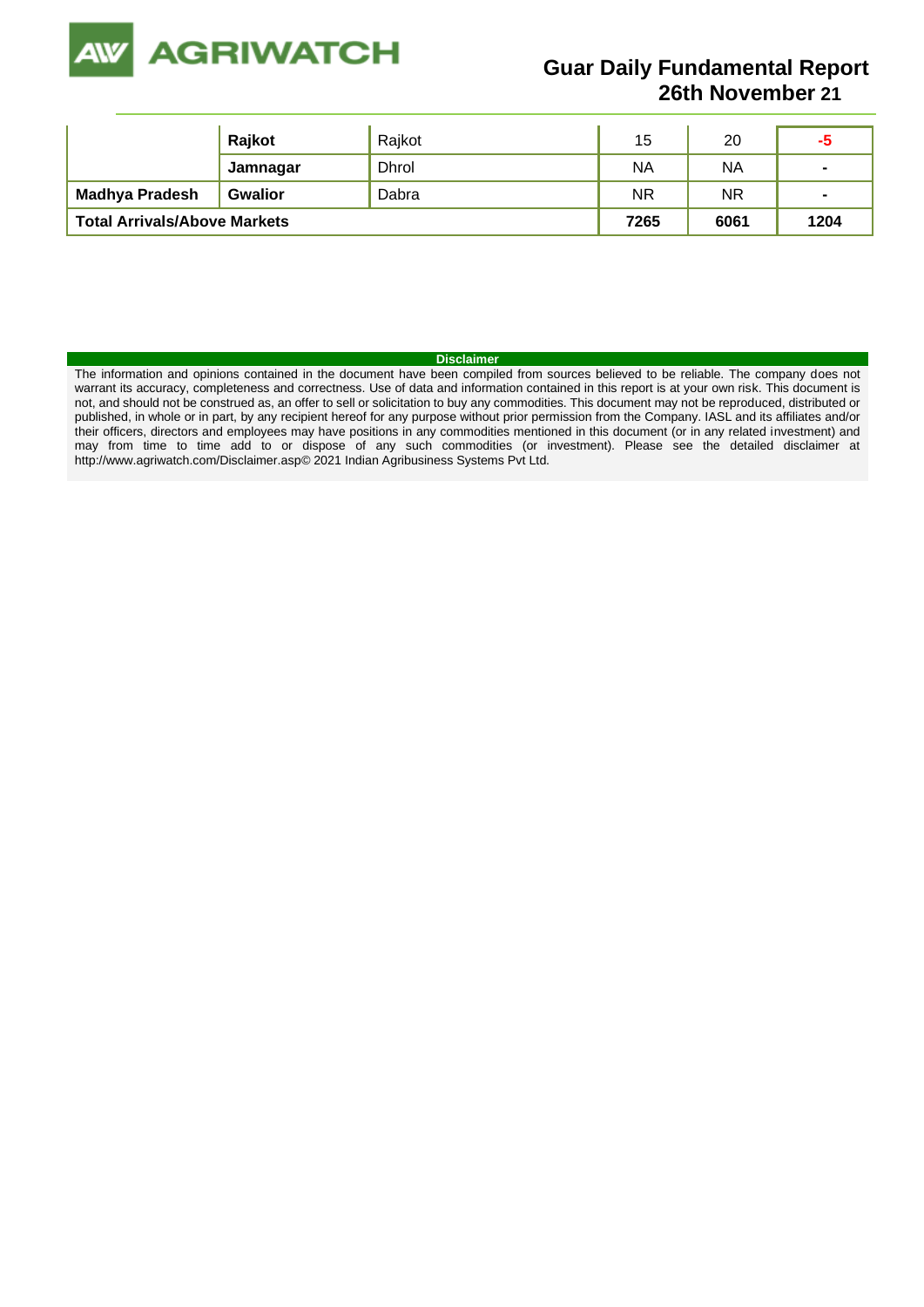| | | | | | |
|---|---|---|---|---|---|
| | **Rajkot** | Rajkot | 15 | 20 | -5 |
| | **Jamnagar** | Dhrol | NA | NA | - |
| **Madhya Pradesh** | **Gwalior** | Dabra | NR | NR | - |
| **Total Arrivals/Above Markets** | | | **7265** | **6061** | **1204** |

**Disclaimer**

The information and opinions contained in the document have been compiled from sources believed to be reliable. The company does not warrant its accuracy, completeness and correctness. Use of data and information contained in this report is at your own risk. This document is not, and should not be construed as, an offer to sell or solicitation to buy any commodities. This document may not be reproduced, distributed or published, in whole or in part, by any recipient hereof for any purpose without prior permission from the Company. IASL and its affiliates and/or their officers, directors and employees may have positions in any commodities mentioned in this document (or in any related investment) and may from time to time add to or dispose of any such commodities (or investment). Please see the detailed disclaimer at http://www.agriwatch.com/Disclaimer.asp© 2021 Indian Agribusiness Systems Pvt Ltd.